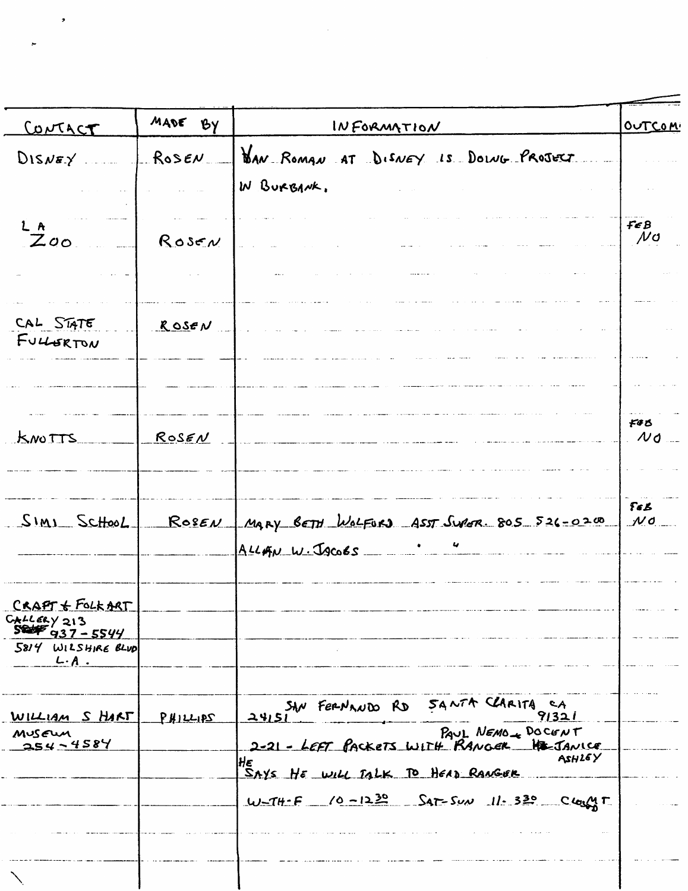| CONTACT | MADE BY | INFORMATION | OUTCOME |
|---|---|---|---|
| DISNEY | ROSEN | VAN ROMAN AT DISNEY IS DOING PROJECT IN BURBANK. | |
| LA ZOO | ROSEN | | FEB NO |
| CAL STATE FULLERTON | ROSEN | | |
| KNOTTS | ROSEN | | FEB NO |
| SIMI SCHOOL | ROSEN | MARY BETH WOLFORD ASST SUPER. 805 526-0200<br>ALLAN W. JACOBS " " | FEB NO |
| CRAFT & FOLK ART GALLERY 213 937-5544<br>5814 WILSHIRE BLVD L.A. | | | |
| WILLIAM S HART MUSEUM 254-4584 | PHILLIPS | 24151 SAN FERNANDO RD SANTA CLARITA CA 91321<br>PAUL NEMO - DOCENT<br>2-21 - LEFT PACKETS WITH RANGER JANICE ASHLEY<br>HE SAYS HE WILL TALK TO HEAD RANGER<br>W-TH-F 10-12:30 SAT-SUN 11-3:30 CLOSED M-T | |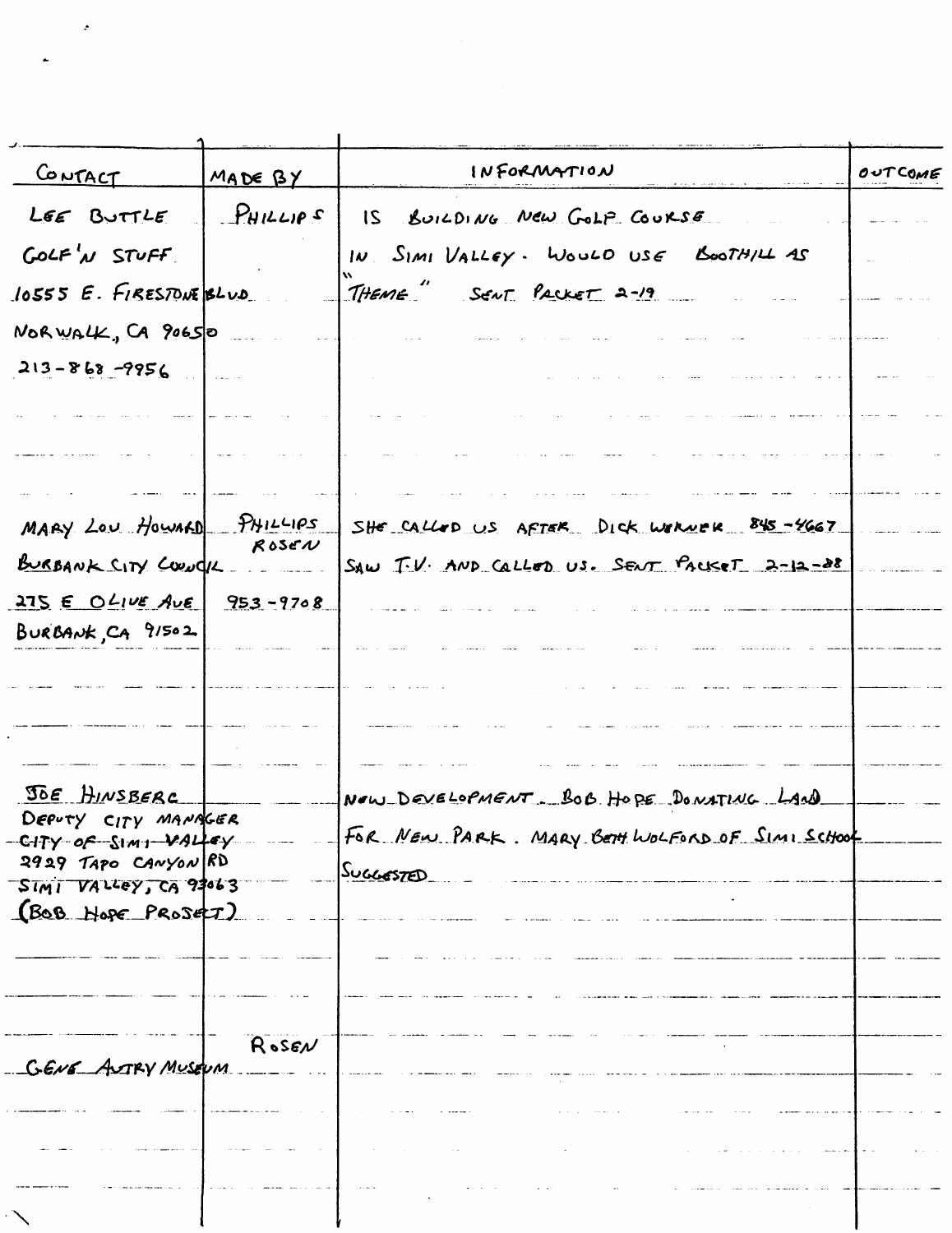| CONTACT | MADE BY | INFORMATION | OUTCOME |
|---|---|---|---|
| LEE BUTTLE<br>GOLF 'N STUFF<br>10555 E. FIRESTONE BLVD<br>NORWALK, CA 90650<br>213-868-9956 | PHILLIPS | IS BUILDING NEW GOLF COURSE IN SIMI VALLEY. WOULD USE BOOTHILL AS "THEME" SENT PACKET 2-19 | |
| MARY LOU HOWARD<br>BURBANK CITY COUNCIL<br>275 E OLIVE AVE<br>BURBANK, CA 91502 | PHILLIPS<br>ROSEN<br>953-9708 | SHE CALLED US AFTER DICK WERNER 845-4667 SAW T.V. AND CALLED US. SENT PACKET 2-12-88 | |
| JOE HINSBERG<br>DEPUTY CITY MANAGER<br>CITY OF SIMI VALLEY<br>2929 TAPO CANYON RD<br>SIMI VALLEY, CA 93063<br>(BOB HOPE PROJECT) | | NEW DEVELOPMENT - BOB HOPE DONATING LAND FOR NEW PARK. MARY BETH WOLFORD OF SIMI SCHOOL SUGGESTED | |
| GENE AUTRY MUSEUM | ROSEN | | |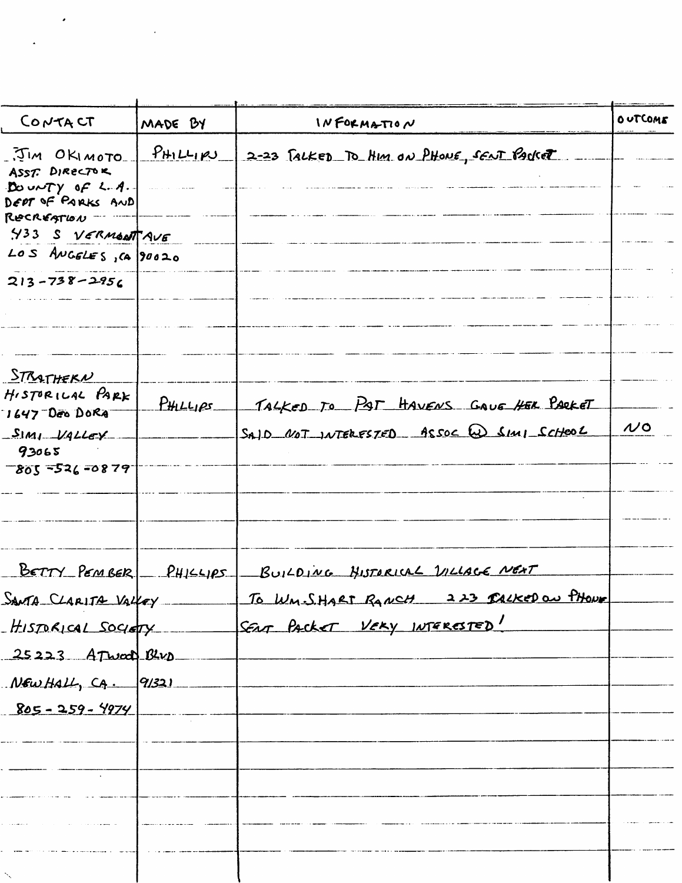| CONTACT | MADE BY | INFORMATION | OUTCOME |
|---|---|---|---|
| JIM OKIMOTO<br>ASST. DIRECTOR<br>COUNTY OF L.A.<br>DEPT OF PARKS AND RECREATION<br>433 S VERMONT AVE<br>LOS ANGELES, CA 90020<br>213-738-2956 | PHILLIPS | 2-23 TALKED TO HIM ON PHONE, SENT PACKET | |
| STRATHERN HISTORICAL PARK<br>1647 DEO DORA<br>SIMI VALLEY<br>93065<br>805-526-0879 | PHILLIPS | TALKED TO PAT HAVENS GAVE HER PACKET<br>SAID NOT INTERESTED ASSOC W SIMI SCHOOL | NO |
| BETTY PEMBER<br>SANTA CLARITA VALLEY HISTORICAL SOCIETY<br>25223 ATWOOD BLVD<br>NEWHALL, CA. 91321<br>805-259-4974 | PHILLIPS | BUILDING HISTORICAL VILLAGE NEXT TO WM.S.HART RANCH 2 23 TALKED ON PHONE<br>SENT PACKET VERY INTERESTED! | |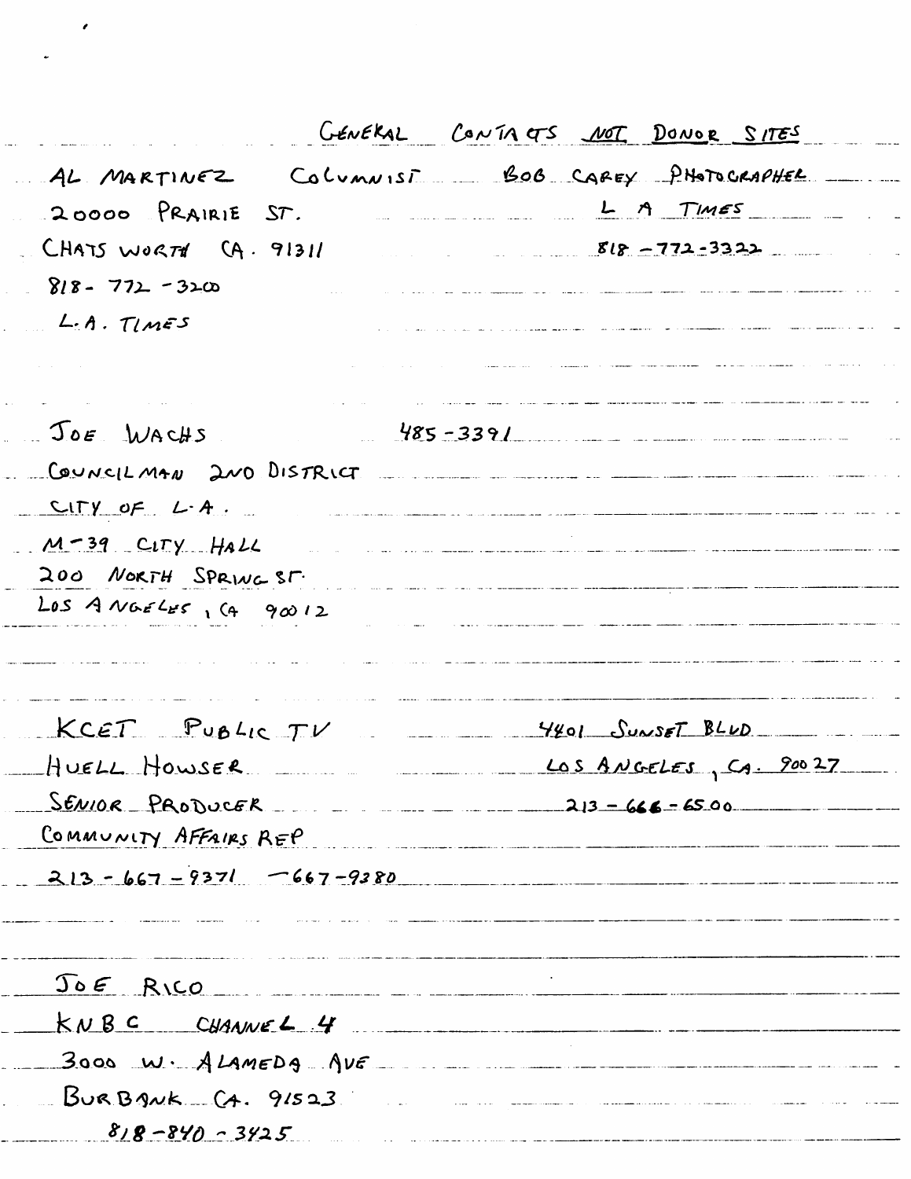## GENERAL CONTACTS NOT DONOR SITES

AL MARTINEZ COLUMNIST
20000 PRAIRIE ST.
CHATSWORTH CA. 91311
818-772-3200
L.A. TIMES

BOB CAREY PHOTOGRAPHER
L A TIMES
818-772-3322

JOE WACHS 485-3391
COUNCILMAN 2ND DISTRICT
CITY OF L.A.
M-39 CITY HALL
200 NORTH SPRING ST.
LOS ANGELES, CA 90012

KCET PUBLIC TV
HUELL HOWSER
SENIOR PRODUCER
COMMUNITY AFFAIRS REP
213-667-9371 -667-9380

4401 SUNSET BLVD
LOS ANGELES, CA. 90027
213-666-6500

JOE RICO
KNBC CHANNEL 4
3000 W. ALAMEDA AVE
BURBANK CA. 91523
818-840-3425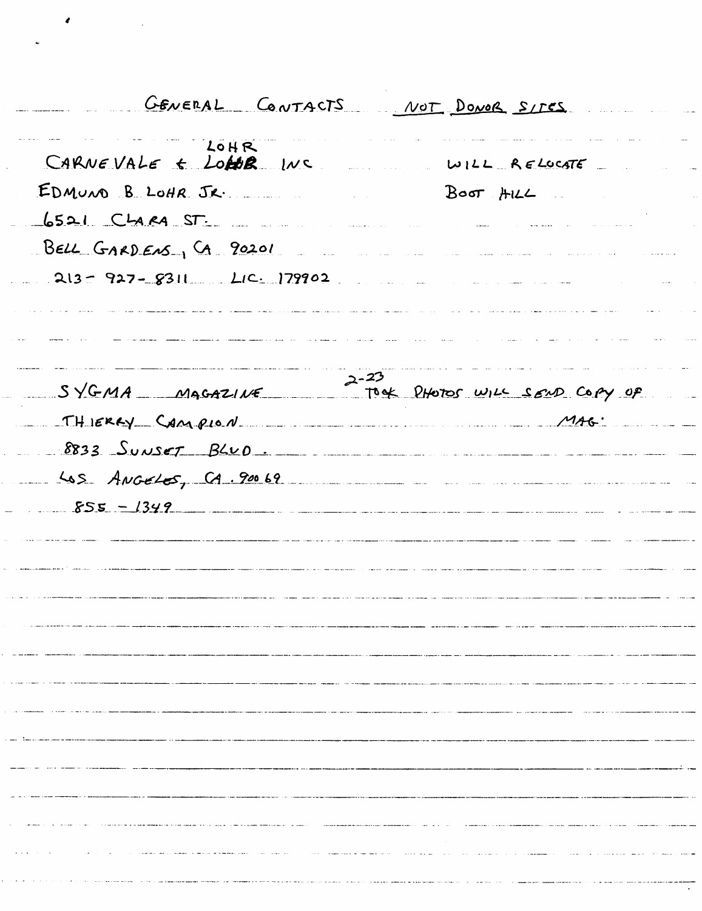GENERAL CONTACTS <u>NOT DONOR SITES</u>

CARNEVALE & LOHR INC — WILL RELOCATE BOOT HILL

EDMUND B LOHR JR.

6521 CLARA ST.

BELL GARDENS, CA 90201

213-927-8311 LIC. 179902

SYGMA MAGAZINE — 2-23 TOOK PHOTOS WILL SEND COPY OF MAG.

THIERRY CAMPION

8833 SUNSET BLVD.

LOS ANGELES, CA. 90069

855-1349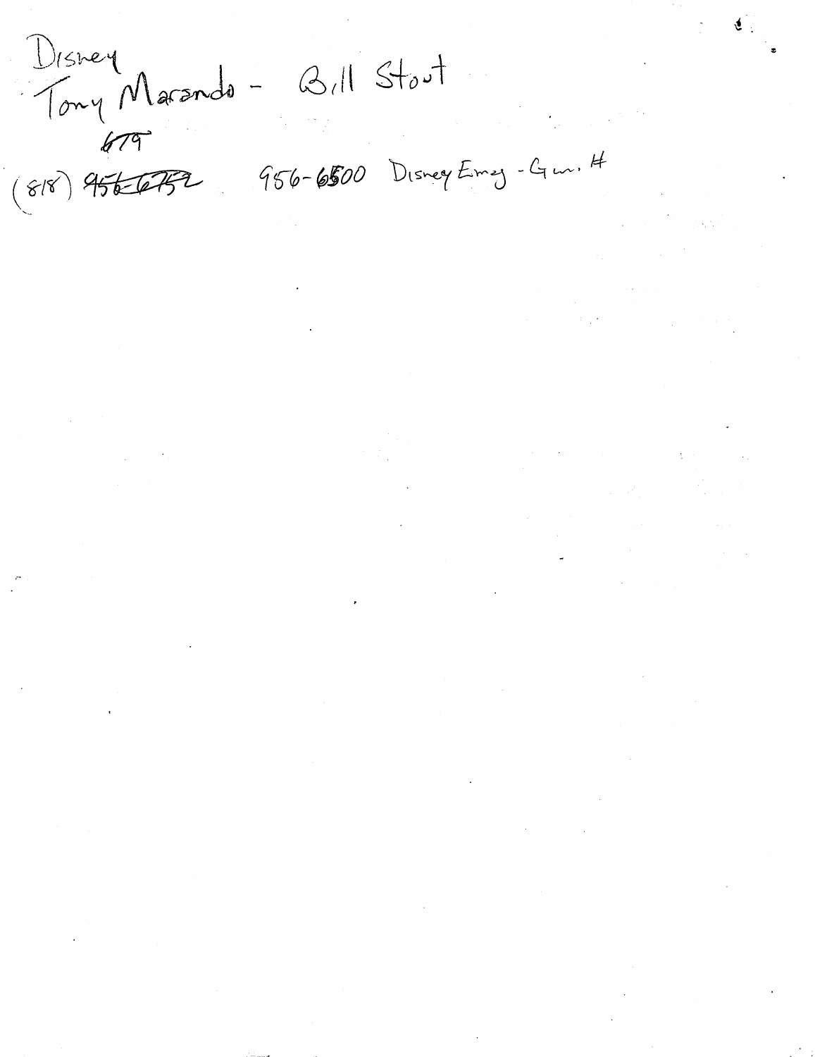Disney

Tony Marando - Bill Stout

679

(818) ~~956-6752~~ 956-6500 Disney Emrg - Gen. #